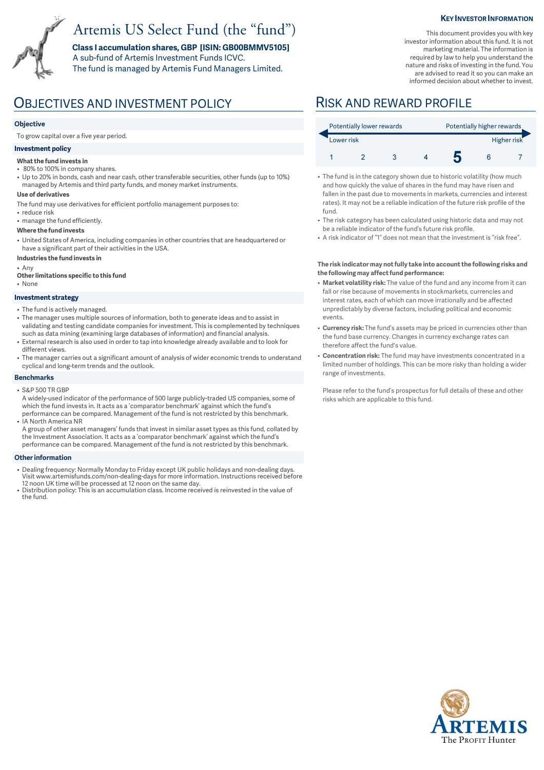# Artemis US Select Fund (the "fund")

**Class I accumulation shares, GBP [ISIN: GB00BMMV5105]**
A sub-fund of Artemis Investment Funds ICVC.
The fund is managed by Artemis Fund Managers Limited.

**KEY INVESTOR INFORMATION**

This document provides you with key investor information about this fund. It is not marketing material. The information is required by law to help you understand the nature and risks of investing in the fund. You are advised to read it so you can make an informed decision about whether to invest.

## OBJECTIVES AND INVESTMENT POLICY

### Objective

To grow capital over a five year period.

### Investment policy

**What the fund invests in**

- 80% to 100% in company shares.
- Up to 20% in bonds, cash and near cash, other transferable securities, other funds (up to 10%) managed by Artemis and third party funds, and money market instruments.

**Use of derivatives**

The fund may use derivatives for efficient portfolio management purposes to:

- reduce risk
- manage the fund efficiently.

**Where the fund invests**

- United States of America, including companies in other countries that are headquartered or have a significant part of their activities in the USA.

**Industries the fund invests in**

- Any

**Other limitations specific to this fund**

- None

### Investment strategy

- The fund is actively managed.
- The manager uses multiple sources of information, both to generate ideas and to assist in validating and testing candidate companies for investment. This is complemented by techniques such as data mining (examining large databases of information) and financial analysis.
- External research is also used in order to tap into knowledge already available and to look for different views.
- The manager carries out a significant amount of analysis of wider economic trends to understand cyclical and long-term trends and the outlook.

### Benchmarks

- S&P 500 TR GBP
  A widely-used indicator of the performance of 500 large publicly-traded US companies, some of which the fund invests in. It acts as a 'comparator benchmark' against which the fund's performance can be compared. Management of the fund is not restricted by this benchmark.
- IA North America NR
  A group of other asset managers' funds that invest in similar asset types as this fund, collated by the Investment Association. It acts as a 'comparator benchmark' against which the fund's performance can be compared. Management of the fund is not restricted by this benchmark.

### Other information

- Dealing frequency: Normally Monday to Friday except UK public holidays and non-dealing days. Visit www.artemisfunds.com/non-dealing-days for more information. Instructions received before 12 noon UK time will be processed at 12 noon on the same day.
- Distribution policy: This is an accumulation class. Income received is reinvested in the value of the fund.

## RISK AND REWARD PROFILE

| Potentially lower rewards | | | | | | Potentially higher rewards |
|---|---|---|---|---|---|---|
| Lower risk | | | | | | Higher risk |
| 1 | 2 | 3 | 4 | **5** | 6 | 7 |

- The fund is in the category shown due to historic volatility (how much and how quickly the value of shares in the fund may have risen and fallen in the past due to movements in markets, currencies and interest rates). It may not be a reliable indication of the future risk profile of the fund.
- The risk category has been calculated using historic data and may not be a reliable indicator of the fund's future risk profile.
- A risk indicator of "1" does not mean that the investment is "risk free".

**The risk indicator may not fully take into account the following risks and the following may affect fund performance:**

- **Market volatility risk:** The value of the fund and any income from it can fall or rise because of movements in stockmarkets, currencies and interest rates, each of which can move irrationally and be affected unpredictably by diverse factors, including political and economic events.
- **Currency risk:** The fund's assets may be priced in currencies other than the fund base currency. Changes in currency exchange rates can therefore affect the fund's value.
- **Concentration risk:** The fund may have investments concentrated in a limited number of holdings. This can be more risky than holding a wider range of investments.

Please refer to the fund's prospectus for full details of these and other risks which are applicable to this fund.

ARTEMIS
The Profit Hunter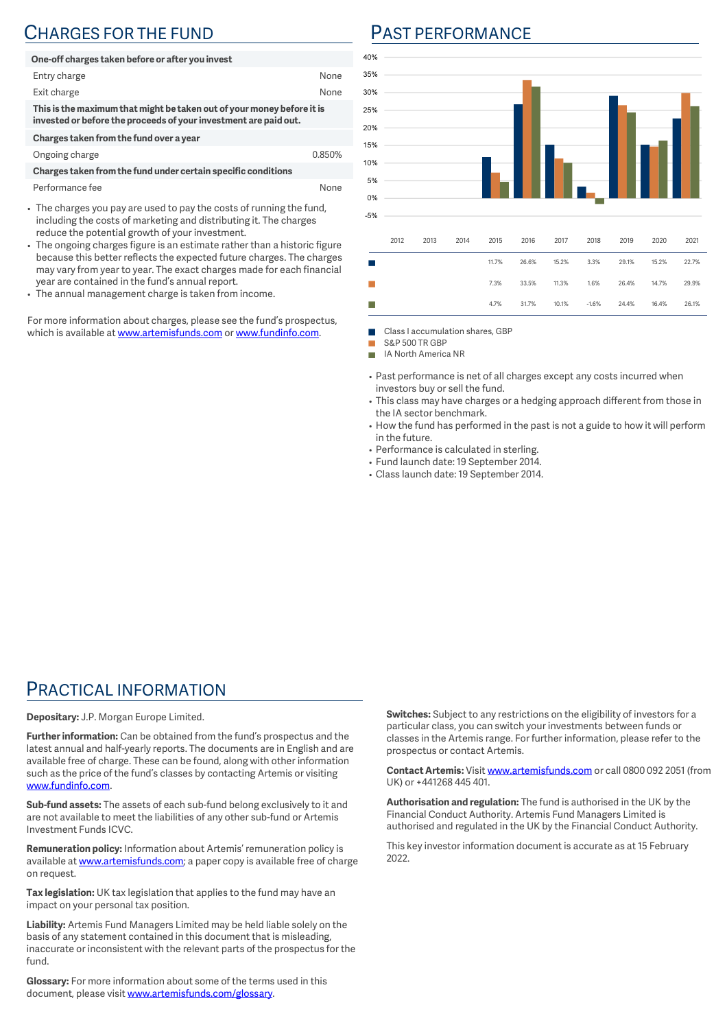## CHARGES FOR THE FUND

| | |
|---|---|
| **One-off charges taken before or after you invest** | |
| Entry charge | None |
| Exit charge | None |
| **This is the maximum that might be taken out of your money before it is invested or before the proceeds of your investment are paid out.** | |
| **Charges taken from the fund over a year** | |
| Ongoing charge | 0.850% |
| **Charges taken from the fund under certain specific conditions** | |
| Performance fee | None |

- The charges you pay are used to pay the costs of running the fund, including the costs of marketing and distributing it. The charges reduce the potential growth of your investment.
- The ongoing charges figure is an estimate rather than a historic figure because this better reflects the expected future charges. The charges may vary from year to year. The exact charges made for each financial year are contained in the fund's annual report.
- The annual management charge is taken from income.

For more information about charges, please see the fund's prospectus, which is available at www.artemisfunds.com or www.fundinfo.com.

## PAST PERFORMANCE

40%
35%
30%
25%
20%
15%
10%
5%
0%
-5%

2012 2013 2014 2015 2016 2017 2018 2019 2020 2021

11.7% 26.6% 15.2% 3.3% 29.1% 15.2% 22.7%

7.3% 33.5% 11.3% 1.6% 26.4% 14.7% 29.9%

4.7% 31.7% 10.1% -1.6% 24.4% 16.4% 26.1%

Class I accumulation shares, GBP
S&P 500 TR GBP
IA North America NR

- Past performance is net of all charges except any costs incurred when investors buy or sell the fund.
- This class may have charges or a hedging approach different from those in the IA sector benchmark.
- How the fund has performed in the past is not a guide to how it will perform in the future.
- Performance is calculated in sterling.
- Fund launch date: 19 September 2014.
- Class launch date: 19 September 2014.

## PRACTICAL INFORMATION

**Depositary:** J.P. Morgan Europe Limited.

**Further information:** Can be obtained from the fund's prospectus and the latest annual and half-yearly reports. The documents are in English and are available free of charge. These can be found, along with other information such as the price of the fund's classes by contacting Artemis or visiting www.fundinfo.com.

**Sub-fund assets:** The assets of each sub-fund belong exclusively to it and are not available to meet the liabilities of any other sub-fund or Artemis Investment Funds ICVC.

**Remuneration policy:** Information about Artemis' remuneration policy is available at www.artemisfunds.com; a paper copy is available free of charge on request.

**Tax legislation:** UK tax legislation that applies to the fund may have an impact on your personal tax position.

**Liability:** Artemis Fund Managers Limited may be held liable solely on the basis of any statement contained in this document that is misleading, inaccurate or inconsistent with the relevant parts of the prospectus for the fund.

**Glossary:** For more information about some of the terms used in this document, please visit www.artemisfunds.com/glossary.

**Switches:** Subject to any restrictions on the eligibility of investors for a particular class, you can switch your investments between funds or classes in the Artemis range. For further information, please refer to the prospectus or contact Artemis.

**Contact Artemis:** Visit www.artemisfunds.com or call 0800 092 2051 (from UK) or +441268 445 401.

**Authorisation and regulation:** The fund is authorised in the UK by the Financial Conduct Authority. Artemis Fund Managers Limited is authorised and regulated in the UK by the Financial Conduct Authority.

This key investor information document is accurate as at 15 February 2022.